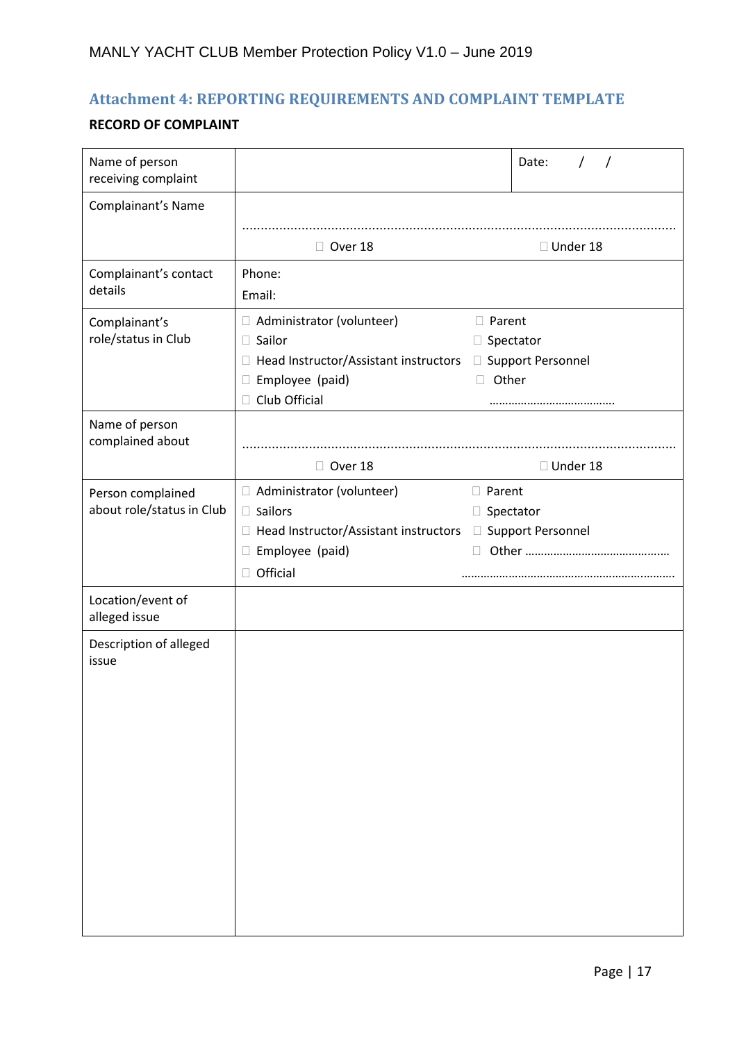## Attachment 4: REPORTING REQUIREMENTS AND COMPLAINT TEMPLATE

**RECORD OF COMPLAINT**

| | | |
|---|---|---|
| Name of person receiving complaint | | Date: / / |
| Complainant's Name | ..........................................................................................................<br>☐ Over 18 ☐ Under 18 | |
| Complainant's contact details | Phone:<br>Email: | |
| Complainant's role/status in Club | ☐ Administrator (volunteer)<br>☐ Sailor<br>☐ Head Instructor/Assistant instructors<br>☐ Employee (paid)<br>☐ Club Official | ☐ Parent<br>☐ Spectator<br>☐ Support Personnel<br>☐ Other<br>........................................ |
| Name of person complained about | ..........................................................................................................<br>☐ Over 18 ☐ Under 18 | |
| Person complained about role/status in Club | ☐ Administrator (volunteer)<br>☐ Sailors<br>☐ Head Instructor/Assistant instructors<br>☐ Employee (paid)<br>☐ Official | ☐ Parent<br>☐ Spectator<br>☐ Support Personnel<br>☐ Other ..............................................<br>.................................................................... |
| Location/event of alleged issue | | |
| Description of alleged issue | | |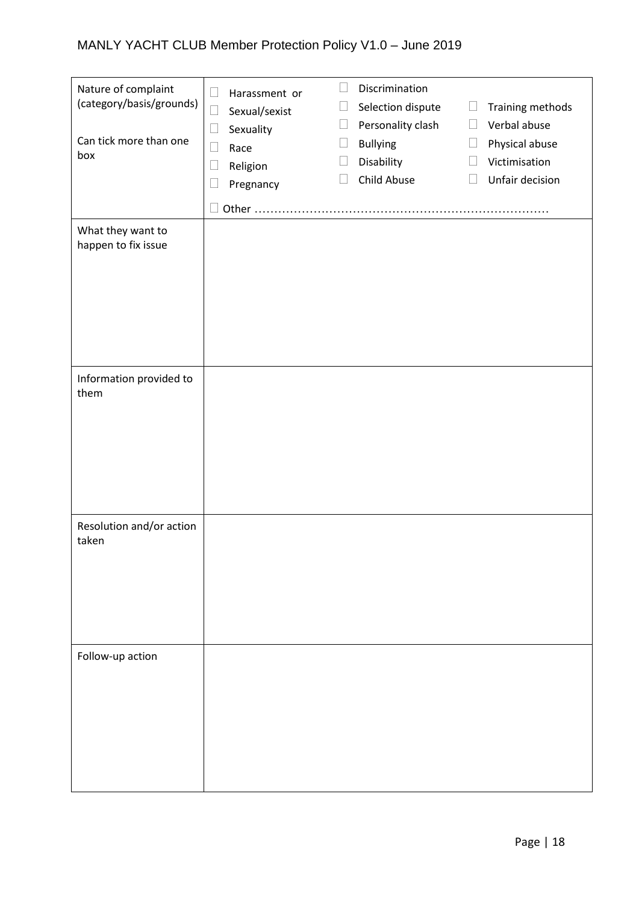| | |
|---|---|
| Nature of complaint (category/basis/grounds)<br><br>Can tick more than one box | ☐ Harassment or ☐ Sexual/sexist ☐ Sexuality ☐ Race ☐ Religion ☐ Pregnancy ☐ Discrimination ☐ Selection dispute ☐ Personality clash ☐ Bullying ☐ Disability ☐ Child Abuse ☐ Training methods ☐ Verbal abuse ☐ Physical abuse ☐ Victimisation ☐ Unfair decision<br><br>☐ Other ……………………………………………………………… |
| What they want to happen to fix issue | |
| Information provided to them | |
| Resolution and/or action taken | |
| Follow-up action | |